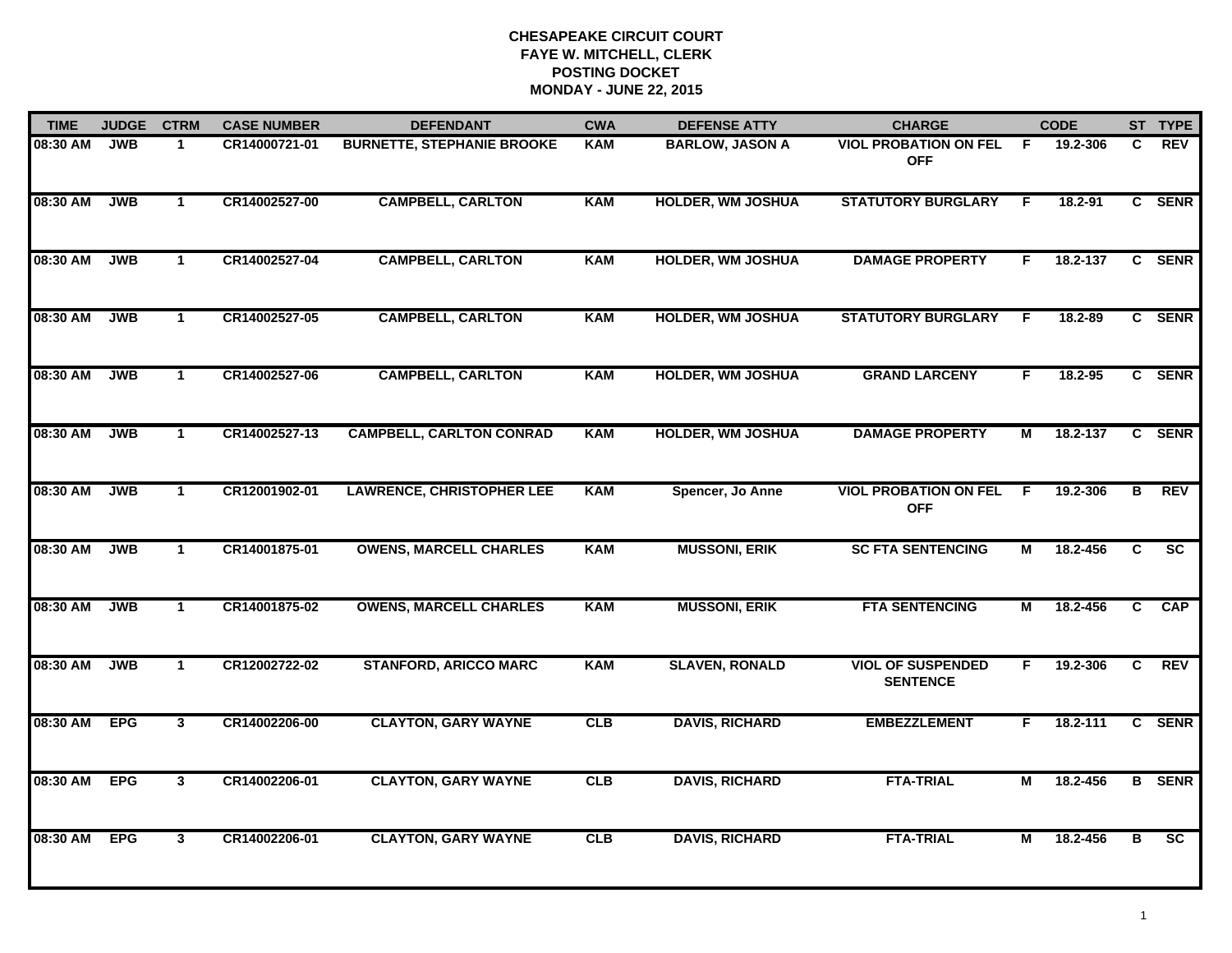**CHESAPEAKE CIRCUIT COURT**
**FAYE W. MITCHELL, CLERK**
**POSTING DOCKET**
**MONDAY - JUNE 22, 2015**

| TIME | JUDGE | CTRM | CASE NUMBER | DEFENDANT | CWA | DEFENSE ATTY | CHARGE | | CODE | ST | TYPE |
|---|---|---|---|---|---|---|---|---|---|---|---|
| 08:30 AM | JWB | 1 | CR14000721-01 | BURNETTE, STEPHANIE BROOKE | KAM | BARLOW, JASON A | VIOL PROBATION ON FEL OFF | F | 19.2-306 | C | REV |
| 08:30 AM | JWB | 1 | CR14002527-00 | CAMPBELL, CARLTON | KAM | HOLDER, WM JOSHUA | STATUTORY BURGLARY | F | 18.2-91 | C | SENR |
| 08:30 AM | JWB | 1 | CR14002527-04 | CAMPBELL, CARLTON | KAM | HOLDER, WM JOSHUA | DAMAGE PROPERTY | F | 18.2-137 | C | SENR |
| 08:30 AM | JWB | 1 | CR14002527-05 | CAMPBELL, CARLTON | KAM | HOLDER, WM JOSHUA | STATUTORY BURGLARY | F | 18.2-89 | C | SENR |
| 08:30 AM | JWB | 1 | CR14002527-06 | CAMPBELL, CARLTON | KAM | HOLDER, WM JOSHUA | GRAND LARCENY | F | 18.2-95 | C | SENR |
| 08:30 AM | JWB | 1 | CR14002527-13 | CAMPBELL, CARLTON CONRAD | KAM | HOLDER, WM JOSHUA | DAMAGE PROPERTY | M | 18.2-137 | C | SENR |
| 08:30 AM | JWB | 1 | CR12001902-01 | LAWRENCE, CHRISTOPHER LEE | KAM | Spencer, Jo Anne | VIOL PROBATION ON FEL OFF | F | 19.2-306 | B | REV |
| 08:30 AM | JWB | 1 | CR14001875-01 | OWENS, MARCELL CHARLES | KAM | MUSSONI, ERIK | SC FTA SENTENCING | M | 18.2-456 | C | SC |
| 08:30 AM | JWB | 1 | CR14001875-02 | OWENS, MARCELL CHARLES | KAM | MUSSONI, ERIK | FTA SENTENCING | M | 18.2-456 | C | CAP |
| 08:30 AM | JWB | 1 | CR12002722-02 | STANFORD, ARICCO MARC | KAM | SLAVEN, RONALD | VIOL OF SUSPENDED SENTENCE | F | 19.2-306 | C | REV |
| 08:30 AM | EPG | 3 | CR14002206-00 | CLAYTON, GARY WAYNE | CLB | DAVIS, RICHARD | EMBEZZLEMENT | F | 18.2-111 | C | SENR |
| 08:30 AM | EPG | 3 | CR14002206-01 | CLAYTON, GARY WAYNE | CLB | DAVIS, RICHARD | FTA-TRIAL | M | 18.2-456 | B | SENR |
| 08:30 AM | EPG | 3 | CR14002206-01 | CLAYTON, GARY WAYNE | CLB | DAVIS, RICHARD | FTA-TRIAL | M | 18.2-456 | B | SC |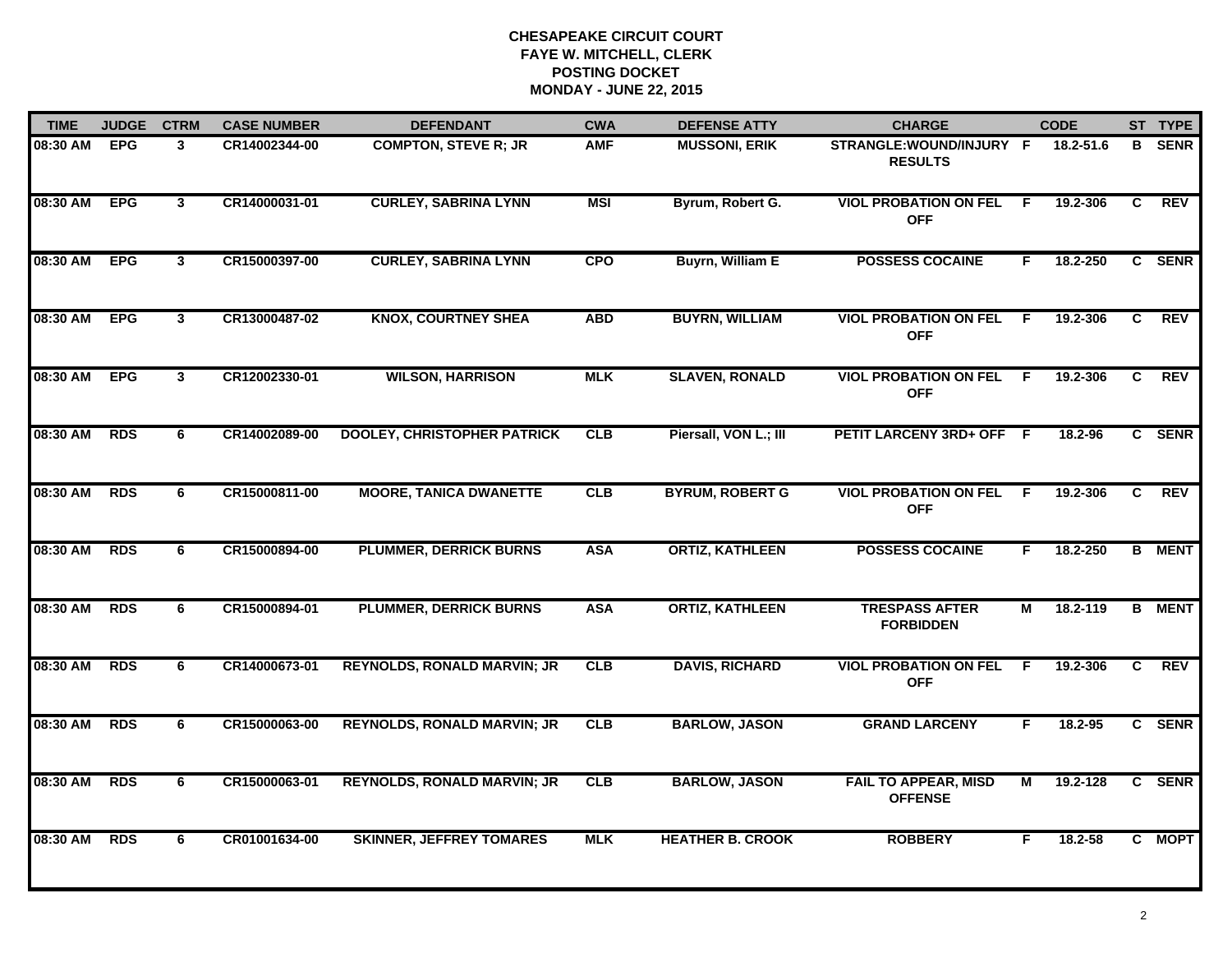# CHESAPEAKE CIRCUIT COURT
## FAYE W. MITCHELL, CLERK
## POSTING DOCKET
## MONDAY - JUNE 22, 2015

| TIME | JUDGE | CTRM | CASE NUMBER | DEFENDANT | CWA | DEFENSE ATTY | CHARGE | | CODE | ST | TYPE |
|---|---|---|---|---|---|---|---|---|---|---|---|
| 08:30 AM | EPG | 3 | CR14002344-00 | COMPTON, STEVE R; JR | AMF | MUSSONI, ERIK | STRANGLE:WOUND/INJURY RESULTS | F | 18.2-51.6 | B | SENR |
| 08:30 AM | EPG | 3 | CR14000031-01 | CURLEY, SABRINA LYNN | MSI | Byrum, Robert G. | VIOL PROBATION ON FEL OFF | F | 19.2-306 | C | REV |
| 08:30 AM | EPG | 3 | CR15000397-00 | CURLEY, SABRINA LYNN | CPO | Buyrn, William E | POSSESS COCAINE | F | 18.2-250 | C | SENR |
| 08:30 AM | EPG | 3 | CR13000487-02 | KNOX, COURTNEY SHEA | ABD | BUYRN, WILLIAM | VIOL PROBATION ON FEL OFF | F | 19.2-306 | C | REV |
| 08:30 AM | EPG | 3 | CR12002330-01 | WILSON, HARRISON | MLK | SLAVEN, RONALD | VIOL PROBATION ON FEL OFF | F | 19.2-306 | C | REV |
| 08:30 AM | RDS | 6 | CR14002089-00 | DOOLEY, CHRISTOPHER PATRICK | CLB | Piersall, VON L.; III | PETIT LARCENY 3RD+ OFF | F | 18.2-96 | C | SENR |
| 08:30 AM | RDS | 6 | CR15000811-00 | MOORE, TANICA DWANETTE | CLB | BYRUM, ROBERT G | VIOL PROBATION ON FEL OFF | F | 19.2-306 | C | REV |
| 08:30 AM | RDS | 6 | CR15000894-00 | PLUMMER, DERRICK BURNS | ASA | ORTIZ, KATHLEEN | POSSESS COCAINE | F | 18.2-250 | B | MENT |
| 08:30 AM | RDS | 6 | CR15000894-01 | PLUMMER, DERRICK BURNS | ASA | ORTIZ, KATHLEEN | TRESPASS AFTER FORBIDDEN | M | 18.2-119 | B | MENT |
| 08:30 AM | RDS | 6 | CR14000673-01 | REYNOLDS, RONALD MARVIN; JR | CLB | DAVIS, RICHARD | VIOL PROBATION ON FEL OFF | F | 19.2-306 | C | REV |
| 08:30 AM | RDS | 6 | CR15000063-00 | REYNOLDS, RONALD MARVIN; JR | CLB | BARLOW, JASON | GRAND LARCENY | F | 18.2-95 | C | SENR |
| 08:30 AM | RDS | 6 | CR15000063-01 | REYNOLDS, RONALD MARVIN; JR | CLB | BARLOW, JASON | FAIL TO APPEAR, MISD OFFENSE | M | 19.2-128 | C | SENR |
| 08:30 AM | RDS | 6 | CR01001634-00 | SKINNER, JEFFREY TOMARES | MLK | HEATHER B. CROOK | ROBBERY | F | 18.2-58 | C | MOPT |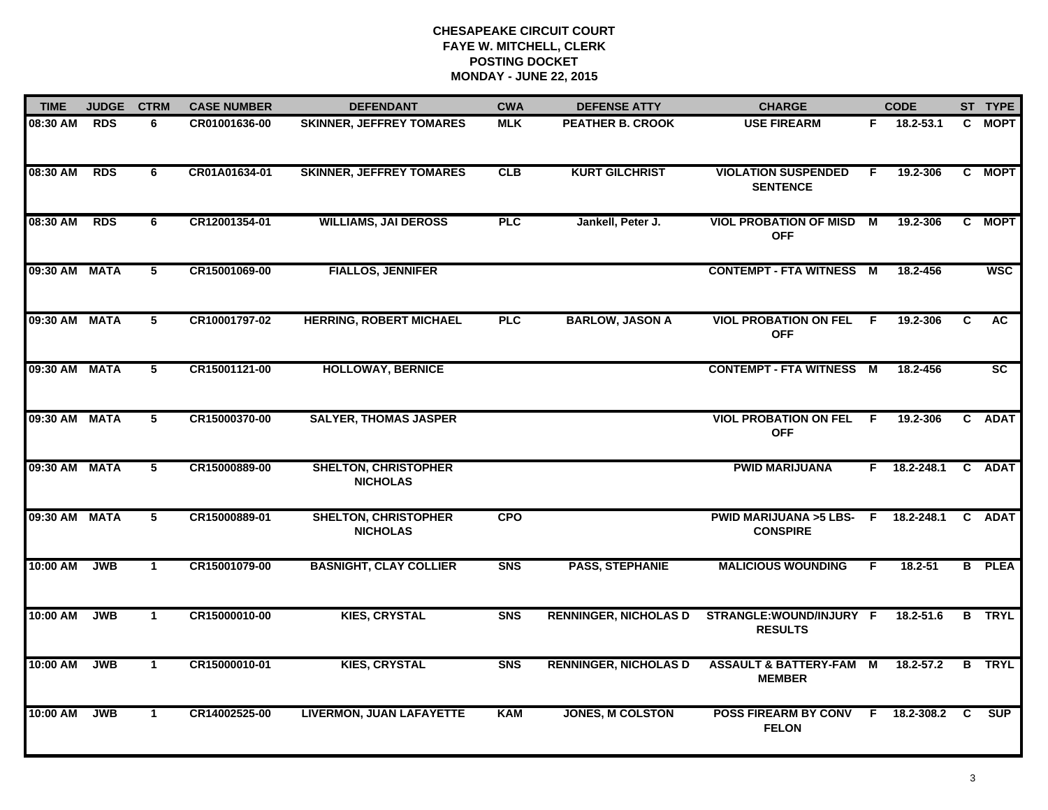# CHESAPEAKE CIRCUIT COURT
## FAYE W. MITCHELL, CLERK
## POSTING DOCKET
## MONDAY - JUNE 22, 2015

| TIME | JUDGE | CTRM | CASE NUMBER | DEFENDANT | CWA | DEFENSE ATTY | CHARGE | | CODE | ST | TYPE |
|---|---|---|---|---|---|---|---|---|---|---|---|
| 08:30 AM | RDS | 6 | CR01001636-00 | SKINNER, JEFFREY TOMARES | MLK | PEATHER B. CROOK | USE FIREARM | F | 18.2-53.1 | C | MOPT |
| 08:30 AM | RDS | 6 | CR01A01634-01 | SKINNER, JEFFREY TOMARES | CLB | KURT GILCHRIST | VIOLATION SUSPENDED SENTENCE | F | 19.2-306 | C | MOPT |
| 08:30 AM | RDS | 6 | CR12001354-01 | WILLIAMS, JAI DEROSS | PLC | Jankell, Peter J. | VIOL PROBATION OF MISD OFF | M | 19.2-306 | C | MOPT |
| 09:30 AM | MATA | 5 | CR15001069-00 | FIALLOS, JENNIFER | | | CONTEMPT - FTA WITNESS | M | 18.2-456 | | WSC |
| 09:30 AM | MATA | 5 | CR10001797-02 | HERRING, ROBERT MICHAEL | PLC | BARLOW, JASON A | VIOL PROBATION ON FEL OFF | F | 19.2-306 | C | AC |
| 09:30 AM | MATA | 5 | CR15001121-00 | HOLLOWAY, BERNICE | | | CONTEMPT - FTA WITNESS | M | 18.2-456 | | SC |
| 09:30 AM | MATA | 5 | CR15000370-00 | SALYER, THOMAS JASPER | | | VIOL PROBATION ON FEL OFF | F | 19.2-306 | C | ADAT |
| 09:30 AM | MATA | 5 | CR15000889-00 | SHELTON, CHRISTOPHER NICHOLAS | | | PWID MARIJUANA | F | 18.2-248.1 | C | ADAT |
| 09:30 AM | MATA | 5 | CR15000889-01 | SHELTON, CHRISTOPHER NICHOLAS | CPO | | PWID MARIJUANA >5 LBS-CONSPIRE | F | 18.2-248.1 | C | ADAT |
| 10:00 AM | JWB | 1 | CR15001079-00 | BASNIGHT, CLAY COLLIER | SNS | PASS, STEPHANIE | MALICIOUS WOUNDING | F | 18.2-51 | B | PLEA |
| 10:00 AM | JWB | 1 | CR15000010-00 | KIES, CRYSTAL | SNS | RENNINGER, NICHOLAS D | STRANGLE:WOUND/INJURY RESULTS | F | 18.2-51.6 | B | TRYL |
| 10:00 AM | JWB | 1 | CR15000010-01 | KIES, CRYSTAL | SNS | RENNINGER, NICHOLAS D | ASSAULT & BATTERY-FAM MEMBER | M | 18.2-57.2 | B | TRYL |
| 10:00 AM | JWB | 1 | CR14002525-00 | LIVERMON, JUAN LAFAYETTE | KAM | JONES, M COLSTON | POSS FIREARM BY CONV FELON | F | 18.2-308.2 | C | SUP |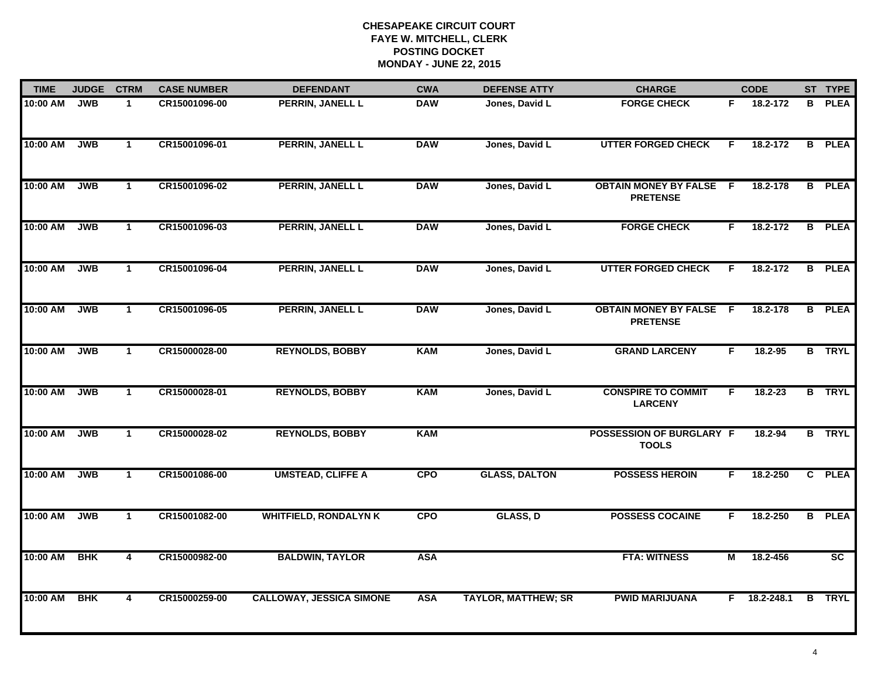# CHESAPEAKE CIRCUIT COURT
## FAYE W. MITCHELL, CLERK
## POSTING DOCKET
## MONDAY - JUNE 22, 2015

| TIME | JUDGE | CTRM | CASE NUMBER | DEFENDANT | CWA | DEFENSE ATTY | CHARGE | | CODE | ST | TYPE |
|---|---|---|---|---|---|---|---|---|---|---|---|
| 10:00 AM | JWB | 1 | CR15001096-00 | PERRIN, JANELL L | DAW | Jones, David L | FORGE CHECK | F | 18.2-172 | B | PLEA |
| 10:00 AM | JWB | 1 | CR15001096-01 | PERRIN, JANELL L | DAW | Jones, David L | UTTER FORGED CHECK | F | 18.2-172 | B | PLEA |
| 10:00 AM | JWB | 1 | CR15001096-02 | PERRIN, JANELL L | DAW | Jones, David L | OBTAIN MONEY BY FALSE PRETENSE | F | 18.2-178 | B | PLEA |
| 10:00 AM | JWB | 1 | CR15001096-03 | PERRIN, JANELL L | DAW | Jones, David L | FORGE CHECK | F | 18.2-172 | B | PLEA |
| 10:00 AM | JWB | 1 | CR15001096-04 | PERRIN, JANELL L | DAW | Jones, David L | UTTER FORGED CHECK | F | 18.2-172 | B | PLEA |
| 10:00 AM | JWB | 1 | CR15001096-05 | PERRIN, JANELL L | DAW | Jones, David L | OBTAIN MONEY BY FALSE PRETENSE | F | 18.2-178 | B | PLEA |
| 10:00 AM | JWB | 1 | CR15000028-00 | REYNOLDS, BOBBY | KAM | Jones, David L | GRAND LARCENY | F | 18.2-95 | B | TRYL |
| 10:00 AM | JWB | 1 | CR15000028-01 | REYNOLDS, BOBBY | KAM | Jones, David L | CONSPIRE TO COMMIT LARCENY | F | 18.2-23 | B | TRYL |
| 10:00 AM | JWB | 1 | CR15000028-02 | REYNOLDS, BOBBY | KAM | | POSSESSION OF BURGLARY TOOLS | F | 18.2-94 | B | TRYL |
| 10:00 AM | JWB | 1 | CR15001086-00 | UMSTEAD, CLIFFE A | CPO | GLASS, DALTON | POSSESS HEROIN | F | 18.2-250 | C | PLEA |
| 10:00 AM | JWB | 1 | CR15001082-00 | WHITFIELD, RONDALYN K | CPO | GLASS, D | POSSESS COCAINE | F | 18.2-250 | B | PLEA |
| 10:00 AM | BHK | 4 | CR15000982-00 | BALDWIN, TAYLOR | ASA | | FTA: WITNESS | M | 18.2-456 | | SC |
| 10:00 AM | BHK | 4 | CR15000259-00 | CALLOWAY, JESSICA SIMONE | ASA | TAYLOR, MATTHEW; SR | PWID MARIJUANA | F | 18.2-248.1 | B | TRYL |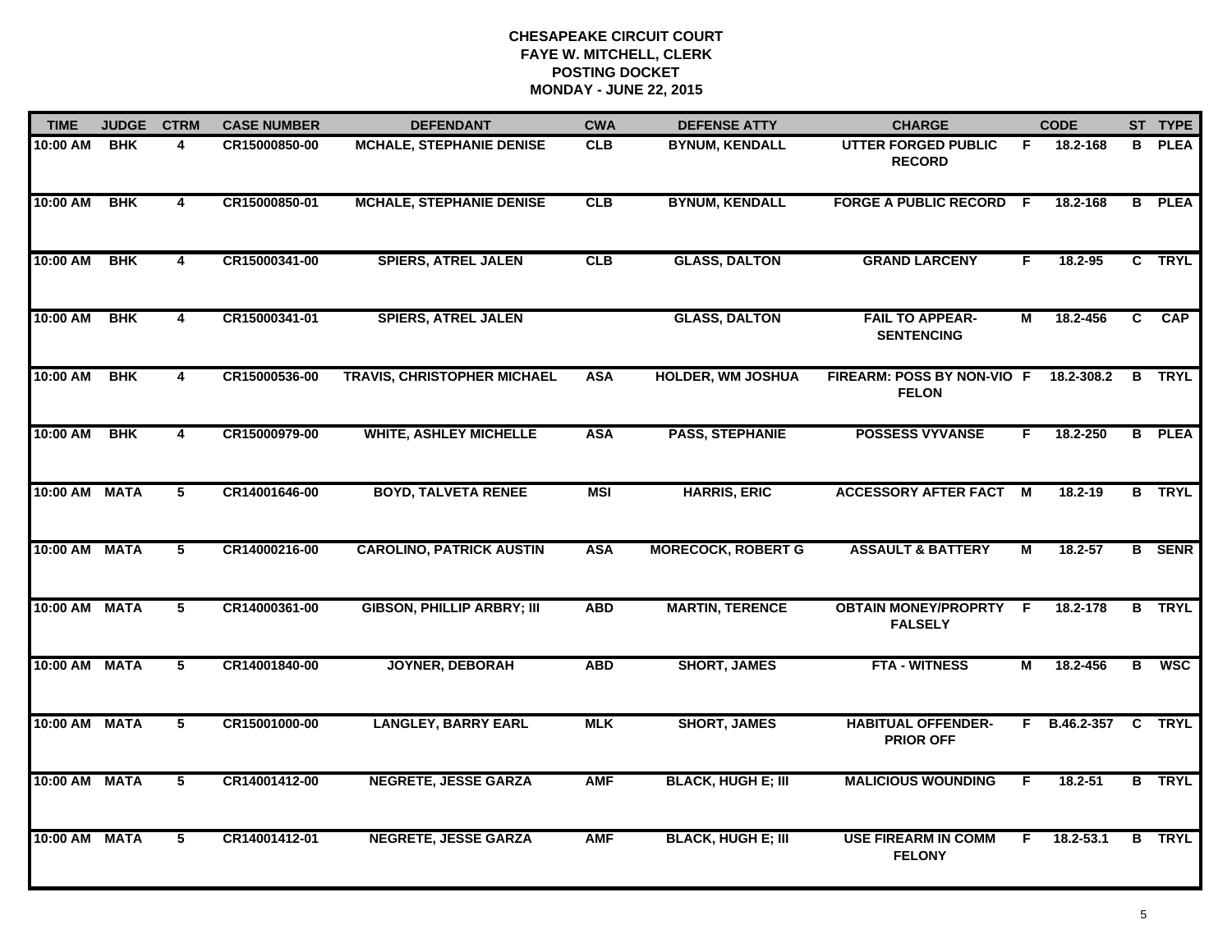# CHESAPEAKE CIRCUIT COURT
## FAYE W. MITCHELL, CLERK
## POSTING DOCKET
## MONDAY - JUNE 22, 2015

| TIME | JUDGE | CTRM | CASE NUMBER | DEFENDANT | CWA | DEFENSE ATTY | CHARGE | | CODE | ST | TYPE |
|---|---|---|---|---|---|---|---|---|---|---|---|
| 10:00 AM | BHK | 4 | CR15000850-00 | MCHALE, STEPHANIE DENISE | CLB | BYNUM, KENDALL | UTTER FORGED PUBLIC RECORD | F | 18.2-168 | B | PLEA |
| 10:00 AM | BHK | 4 | CR15000850-01 | MCHALE, STEPHANIE DENISE | CLB | BYNUM, KENDALL | FORGE A PUBLIC RECORD | F | 18.2-168 | B | PLEA |
| 10:00 AM | BHK | 4 | CR15000341-00 | SPIERS, ATREL JALEN | CLB | GLASS, DALTON | GRAND LARCENY | F | 18.2-95 | C | TRYL |
| 10:00 AM | BHK | 4 | CR15000341-01 | SPIERS, ATREL JALEN | | GLASS, DALTON | FAIL TO APPEAR-SENTENCING | M | 18.2-456 | C | CAP |
| 10:00 AM | BHK | 4 | CR15000536-00 | TRAVIS, CHRISTOPHER MICHAEL | ASA | HOLDER, WM JOSHUA | FIREARM: POSS BY NON-VIO FELON | F | 18.2-308.2 | B | TRYL |
| 10:00 AM | BHK | 4 | CR15000979-00 | WHITE, ASHLEY MICHELLE | ASA | PASS, STEPHANIE | POSSESS VYVANSE | F | 18.2-250 | B | PLEA |
| 10:00 AM | MATA | 5 | CR14001646-00 | BOYD, TALVETA RENEE | MSI | HARRIS, ERIC | ACCESSORY AFTER FACT | M | 18.2-19 | B | TRYL |
| 10:00 AM | MATA | 5 | CR14000216-00 | CAROLINO, PATRICK AUSTIN | ASA | MORECOCK, ROBERT G | ASSAULT & BATTERY | M | 18.2-57 | B | SENR |
| 10:00 AM | MATA | 5 | CR14000361-00 | GIBSON, PHILLIP ARBRY; III | ABD | MARTIN, TERENCE | OBTAIN MONEY/PROPRTY FALSELY | F | 18.2-178 | B | TRYL |
| 10:00 AM | MATA | 5 | CR14001840-00 | JOYNER, DEBORAH | ABD | SHORT, JAMES | FTA - WITNESS | M | 18.2-456 | B | WSC |
| 10:00 AM | MATA | 5 | CR15001000-00 | LANGLEY, BARRY EARL | MLK | SHORT, JAMES | HABITUAL OFFENDER-PRIOR OFF | F | B.46.2-357 | C | TRYL |
| 10:00 AM | MATA | 5 | CR14001412-00 | NEGRETE, JESSE GARZA | AMF | BLACK, HUGH E; III | MALICIOUS WOUNDING | F | 18.2-51 | B | TRYL |
| 10:00 AM | MATA | 5 | CR14001412-01 | NEGRETE, JESSE GARZA | AMF | BLACK, HUGH E; III | USE FIREARM IN COMM FELONY | F | 18.2-53.1 | B | TRYL |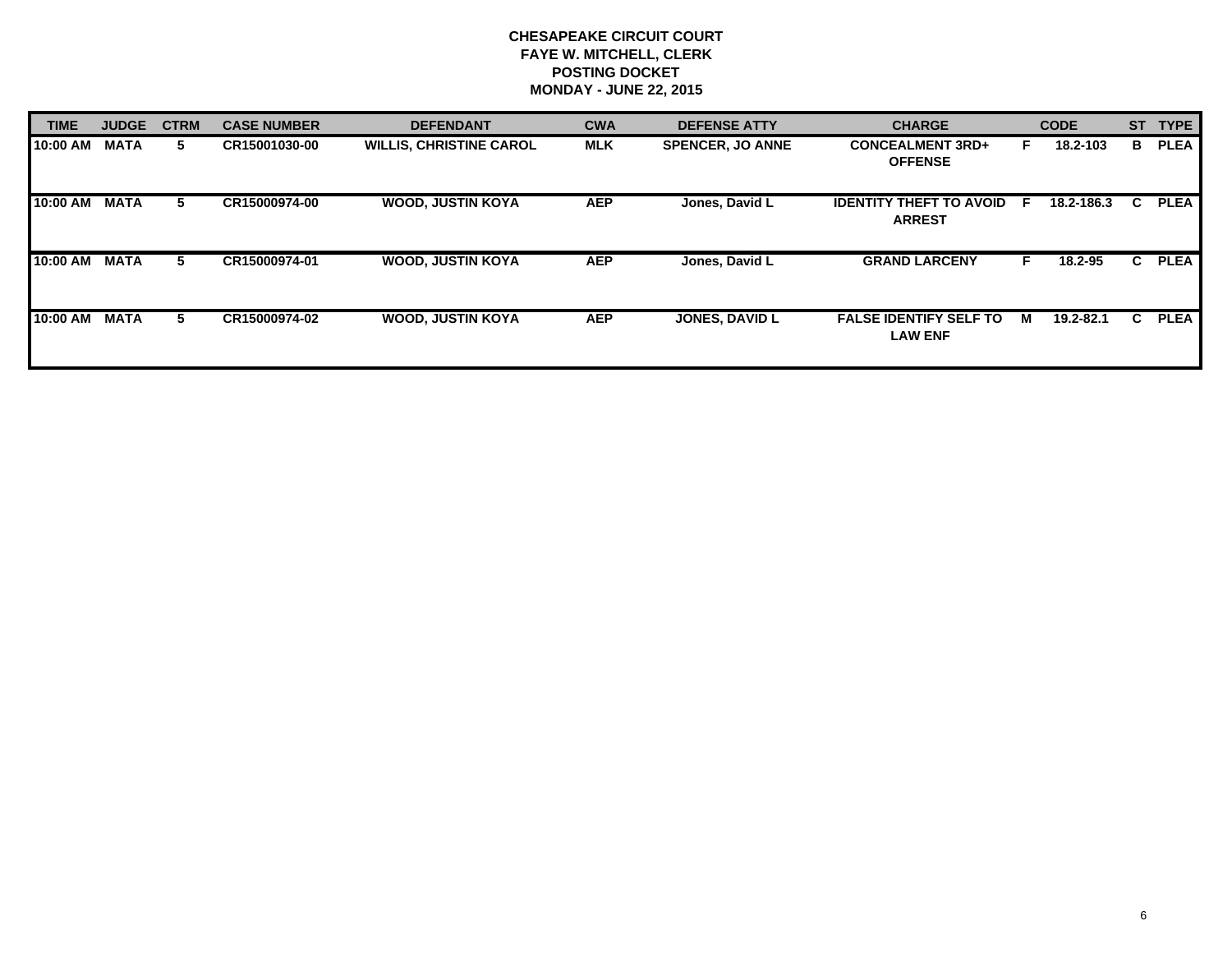**CHESAPEAKE CIRCUIT COURT**
**FAYE W. MITCHELL, CLERK**
**POSTING DOCKET**
**MONDAY - JUNE 22, 2015**

| TIME | JUDGE | CTRM | CASE NUMBER | DEFENDANT | CWA | DEFENSE ATTY | CHARGE | | CODE | ST | TYPE |
|---|---|---|---|---|---|---|---|---|---|---|---|
| 10:00 AM | MATA | 5 | CR15001030-00 | WILLIS, CHRISTINE CAROL | MLK | SPENCER, JO ANNE | CONCEALMENT 3RD+ OFFENSE | F | 18.2-103 | B | PLEA |
| 10:00 AM | MATA | 5 | CR15000974-00 | WOOD, JUSTIN KOYA | AEP | Jones, David L | IDENTITY THEFT TO AVOID ARREST | F | 18.2-186.3 | C | PLEA |
| 10:00 AM | MATA | 5 | CR15000974-01 | WOOD, JUSTIN KOYA | AEP | Jones, David L | GRAND LARCENY | F | 18.2-95 | C | PLEA |
| 10:00 AM | MATA | 5 | CR15000974-02 | WOOD, JUSTIN KOYA | AEP | JONES, DAVID L | FALSE IDENTIFY SELF TO LAW ENF | M | 19.2-82.1 | C | PLEA |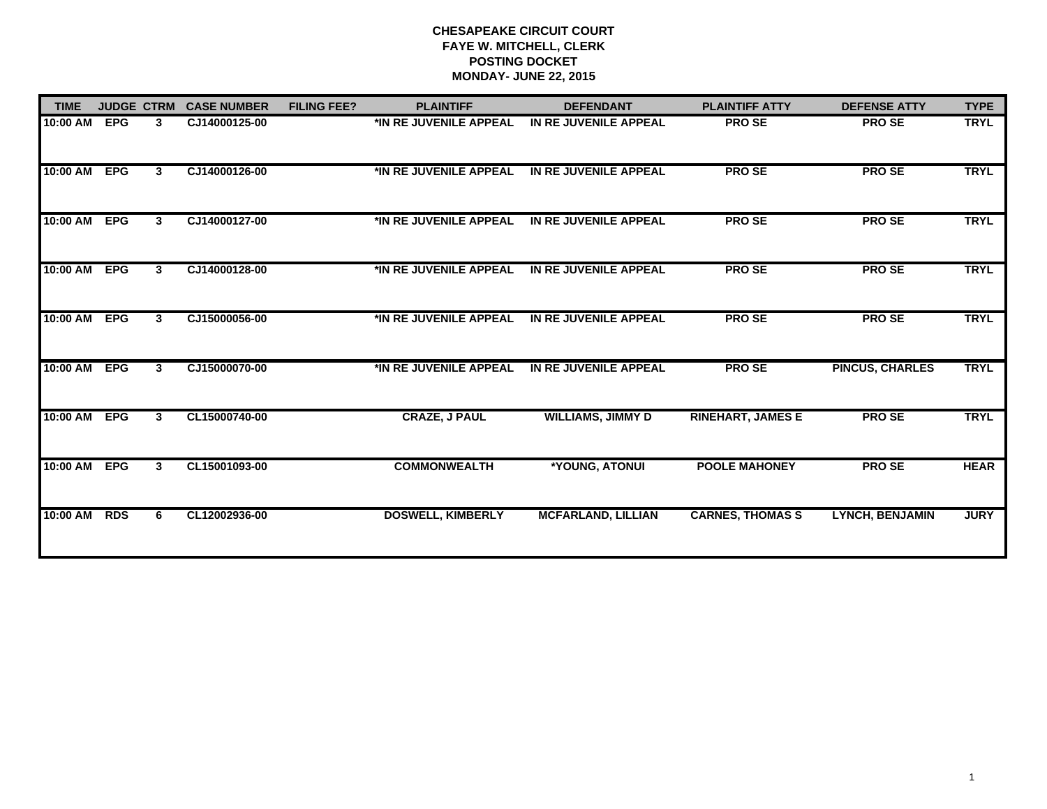**CHESAPEAKE CIRCUIT COURT**
**FAYE W. MITCHELL, CLERK**
**POSTING DOCKET**
**MONDAY- JUNE 22, 2015**

| TIME | JUDGE | CTRM | CASE NUMBER | FILING FEE? | PLAINTIFF | DEFENDANT | PLAINTIFF ATTY | DEFENSE ATTY | TYPE |
|---|---|---|---|---|---|---|---|---|---|
| 10:00 AM | EPG | 3 | CJ14000125-00 | | *IN RE JUVENILE APPEAL | IN RE JUVENILE APPEAL | PRO SE | PRO SE | TRYL |
| 10:00 AM | EPG | 3 | CJ14000126-00 | | *IN RE JUVENILE APPEAL | IN RE JUVENILE APPEAL | PRO SE | PRO SE | TRYL |
| 10:00 AM | EPG | 3 | CJ14000127-00 | | *IN RE JUVENILE APPEAL | IN RE JUVENILE APPEAL | PRO SE | PRO SE | TRYL |
| 10:00 AM | EPG | 3 | CJ14000128-00 | | *IN RE JUVENILE APPEAL | IN RE JUVENILE APPEAL | PRO SE | PRO SE | TRYL |
| 10:00 AM | EPG | 3 | CJ15000056-00 | | *IN RE JUVENILE APPEAL | IN RE JUVENILE APPEAL | PRO SE | PRO SE | TRYL |
| 10:00 AM | EPG | 3 | CJ15000070-00 | | *IN RE JUVENILE APPEAL | IN RE JUVENILE APPEAL | PRO SE | PINCUS, CHARLES | TRYL |
| 10:00 AM | EPG | 3 | CL15000740-00 | | CRAZE, J PAUL | WILLIAMS, JIMMY D | RINEHART, JAMES E | PRO SE | TRYL |
| 10:00 AM | EPG | 3 | CL15001093-00 | | COMMONWEALTH | *YOUNG, ATONUI | POOLE MAHONEY | PRO SE | HEAR |
| 10:00 AM | RDS | 6 | CL12002936-00 | | DOSWELL, KIMBERLY | MCFARLAND, LILLIAN | CARNES, THOMAS S | LYNCH, BENJAMIN | JURY |